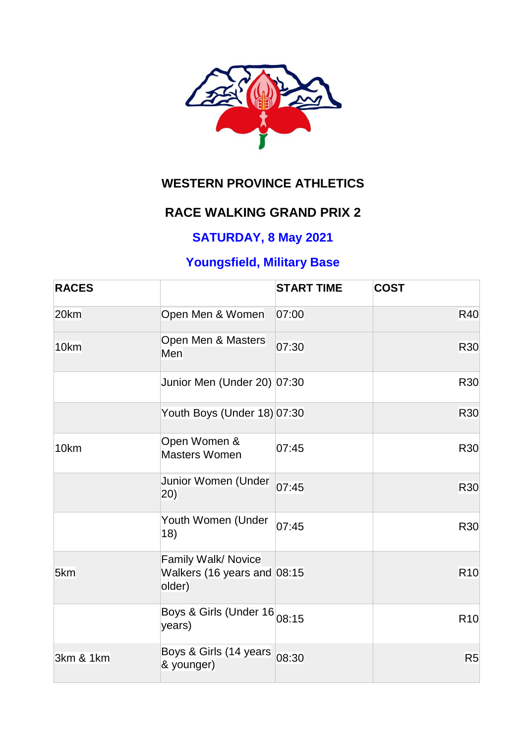# WESTERN PROVINCE ATHLETICS

## RACE WALKING GRAND PRIX 2

### SATURDAY, 8 May 2021

### Youngsfield, Military Base

| RACES | | START TIME | COST |
|---|---|---|---|
| 20km | Open Men & Women | 07:00 | R40 |
| 10km | Open Men & Masters Men | 07:30 | R30 |
| | Junior Men (Under 20) | 07:30 | R30 |
| | Youth Boys (Under 18) | 07:30 | R30 |
| 10km | Open Women & Masters Women | 07:45 | R30 |
| | Junior Women (Under 20) | 07:45 | R30 |
| | Youth Women (Under 18) | 07:45 | R30 |
| 5km | Family Walk/ Novice Walkers (16 years and older) | 08:15 | R10 |
| | Boys & Girls (Under 16 years) | 08:15 | R10 |
| 3km & 1km | Boys & Girls (14 years & younger) | 08:30 | R5 |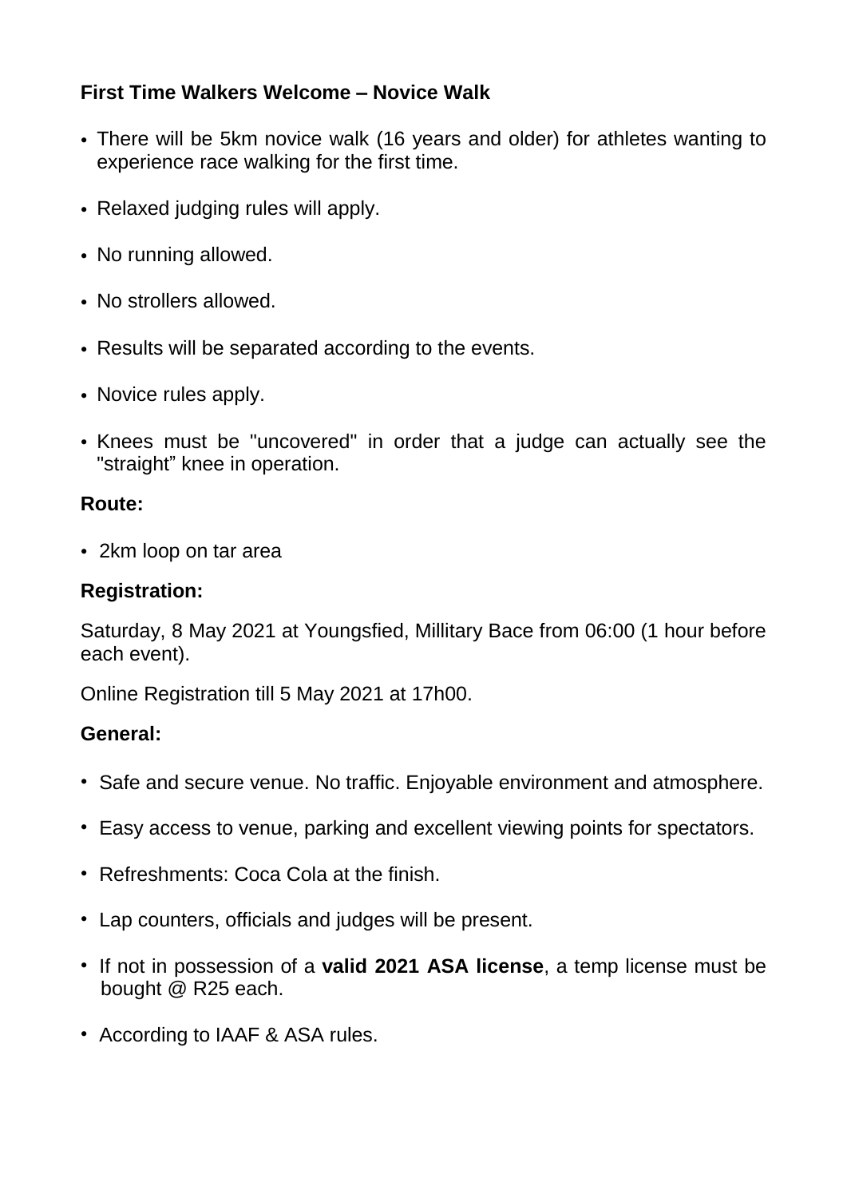**First Time Walkers Welcome – Novice Walk**

- There will be 5km novice walk (16 years and older) for athletes wanting to experience race walking for the first time.
- Relaxed judging rules will apply.
- No running allowed.
- No strollers allowed.
- Results will be separated according to the events.
- Novice rules apply.
- Knees must be "uncovered" in order that a judge can actually see the "straight" knee in operation.

**Route:**

- 2km loop on tar area

**Registration:**

Saturday, 8 May 2021 at Youngsfied, Millitary Bace from 06:00 (1 hour before each event).

Online Registration till 5 May 2021 at 17h00.

**General:**

- Safe and secure venue. No traffic. Enjoyable environment and atmosphere.
- Easy access to venue, parking and excellent viewing points for spectators.
- Refreshments: Coca Cola at the finish.
- Lap counters, officials and judges will be present.
- If not in possession of a **valid 2021 ASA license**, a temp license must be bought @ R25 each.
- According to IAAF & ASA rules.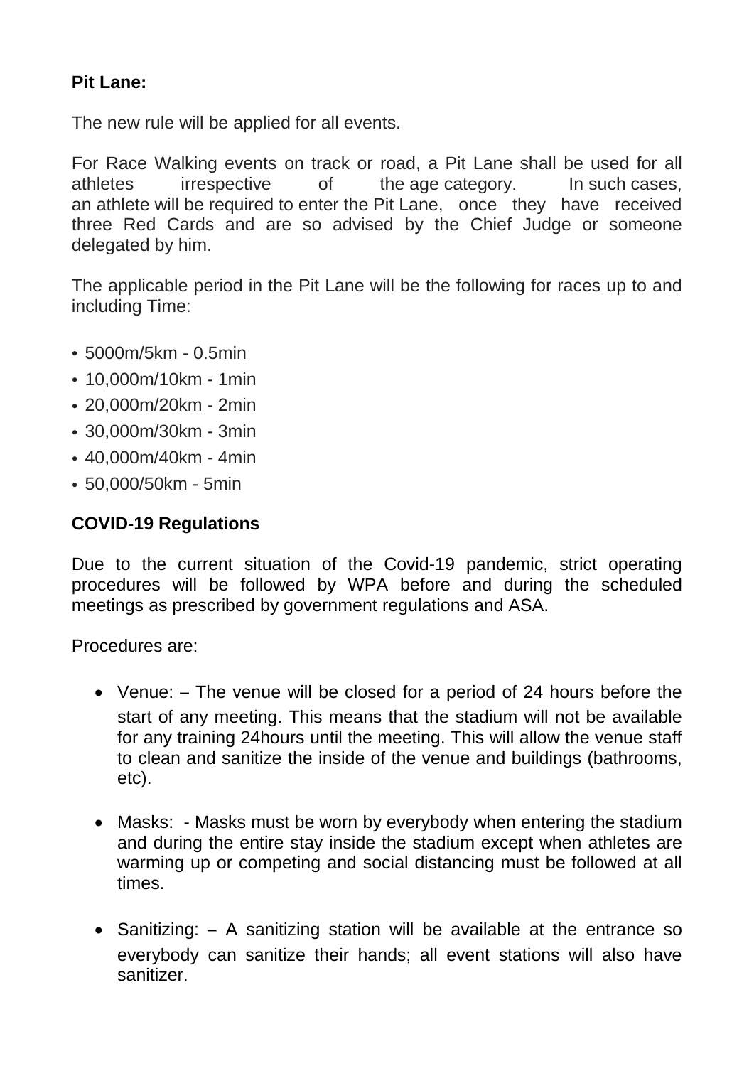**Pit Lane:**

The new rule will be applied for all events.

For Race Walking events on track or road, a Pit Lane shall be used for all athletes irrespective of the age category. In such cases, an athlete will be required to enter the Pit Lane, once they have received three Red Cards and are so advised by the Chief Judge or someone delegated by him.

The applicable period in the Pit Lane will be the following for races up to and including Time:

- 5000m/5km - 0.5min
- 10,000m/10km - 1min
- 20,000m/20km - 2min
- 30,000m/30km - 3min
- 40,000m/40km - 4min
- 50,000/50km - 5min

**COVID-19 Regulations**

Due to the current situation of the Covid-19 pandemic, strict operating procedures will be followed by WPA before and during the scheduled meetings as prescribed by government regulations and ASA.

Procedures are:

- Venue: – The venue will be closed for a period of 24 hours before the start of any meeting. This means that the stadium will not be available for any training 24hours until the meeting. This will allow the venue staff to clean and sanitize the inside of the venue and buildings (bathrooms, etc).
- Masks: - Masks must be worn by everybody when entering the stadium and during the entire stay inside the stadium except when athletes are warming up or competing and social distancing must be followed at all times.
- Sanitizing: – A sanitizing station will be available at the entrance so everybody can sanitize their hands; all event stations will also have sanitizer.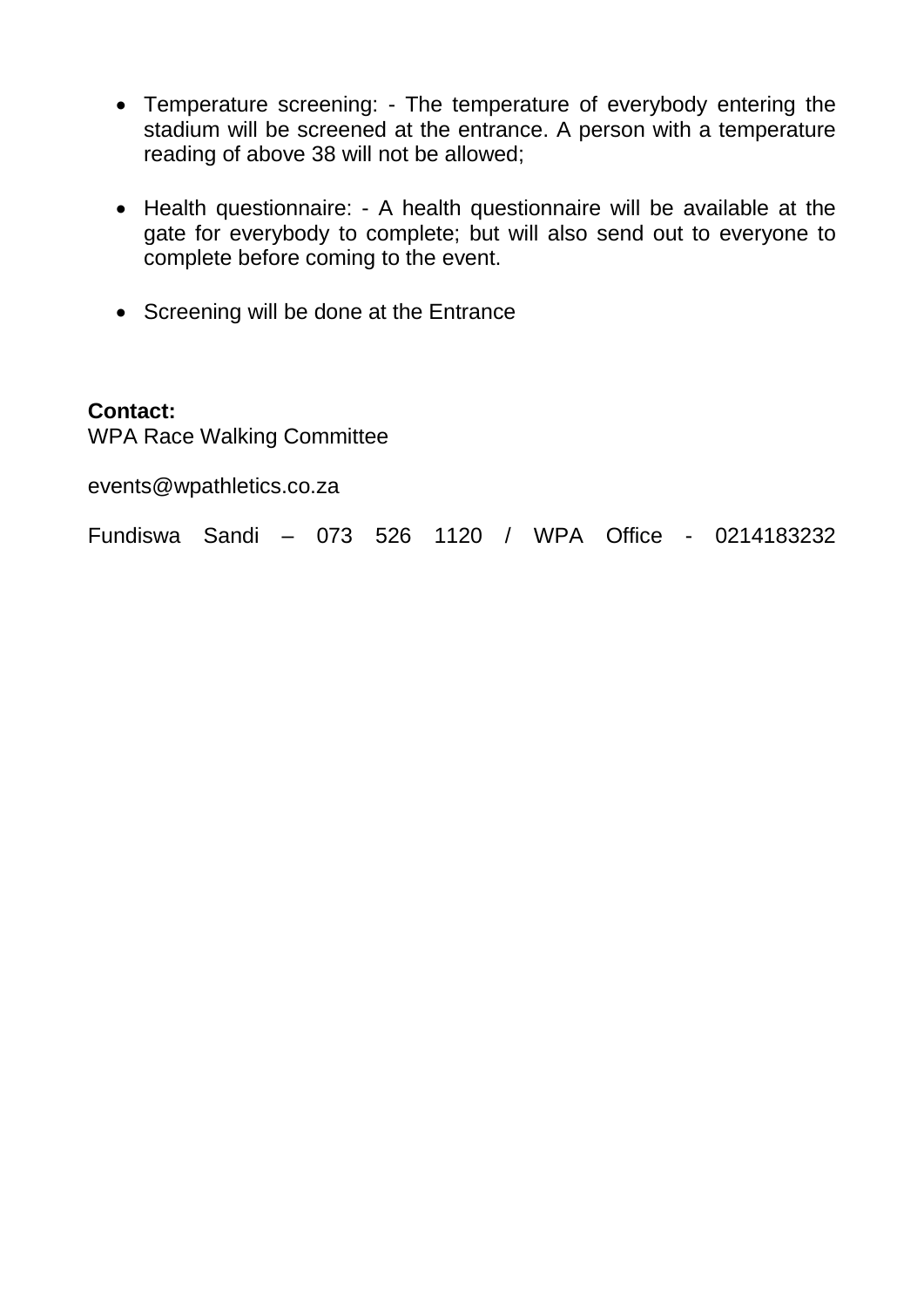- Temperature screening: - The temperature of everybody entering the stadium will be screened at the entrance. A person with a temperature reading of above 38 will not be allowed;

- Health questionnaire: - A health questionnaire will be available at the gate for everybody to complete; but will also send out to everyone to complete before coming to the event.

- Screening will be done at the Entrance

**Contact:**
WPA Race Walking Committee

events@wpathletics.co.za

Fundiswa Sandi – 073 526 1120 / WPA Office - 0214183232